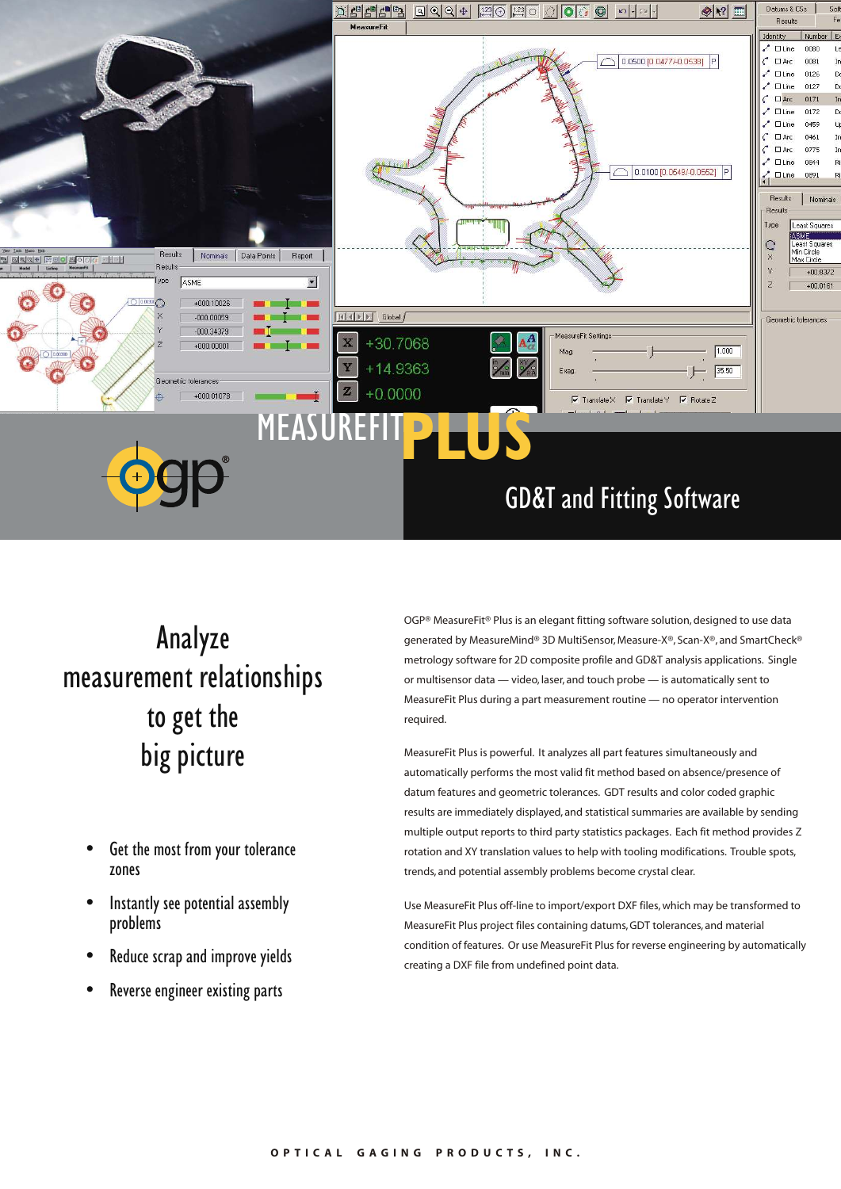# MEASUREFIT PLUS

## GD&T and Fitting Software

## Analyze measurement relationships to get the big picture

- Get the most from your tolerance zones
- Instantly see potential assembly problems
- Reduce scrap and improve yields
- Reverse engineer existing parts

OGP® MeasureFit® Plus is an elegant fitting software solution, designed to use data generated by MeasureMind® 3D MultiSensor, Measure-X®, Scan-X®, and SmartCheck® metrology software for 2D composite profile and GD&T analysis applications. Single or multisensor data — video, laser, and touch probe — is automatically sent to MeasureFit Plus during a part measurement routine — no operator intervention required.

MeasureFit Plus is powerful. It analyzes all part features simultaneously and automatically performs the most valid fit method based on absence/presence of datum features and geometric tolerances. GDT results and color coded graphic results are immediately displayed, and statistical summaries are available by sending multiple output reports to third party statistics packages. Each fit method provides Z rotation and XY translation values to help with tooling modifications. Trouble spots, trends, and potential assembly problems become crystal clear.

Use MeasureFit Plus off-line to import/export DXF files, which may be transformed to MeasureFit Plus project files containing datums, GDT tolerances, and material condition of features. Or use MeasureFit Plus for reverse engineering by automatically creating a DXF file from undefined point data.

OPTICAL GAGING PRODUCTS, INC.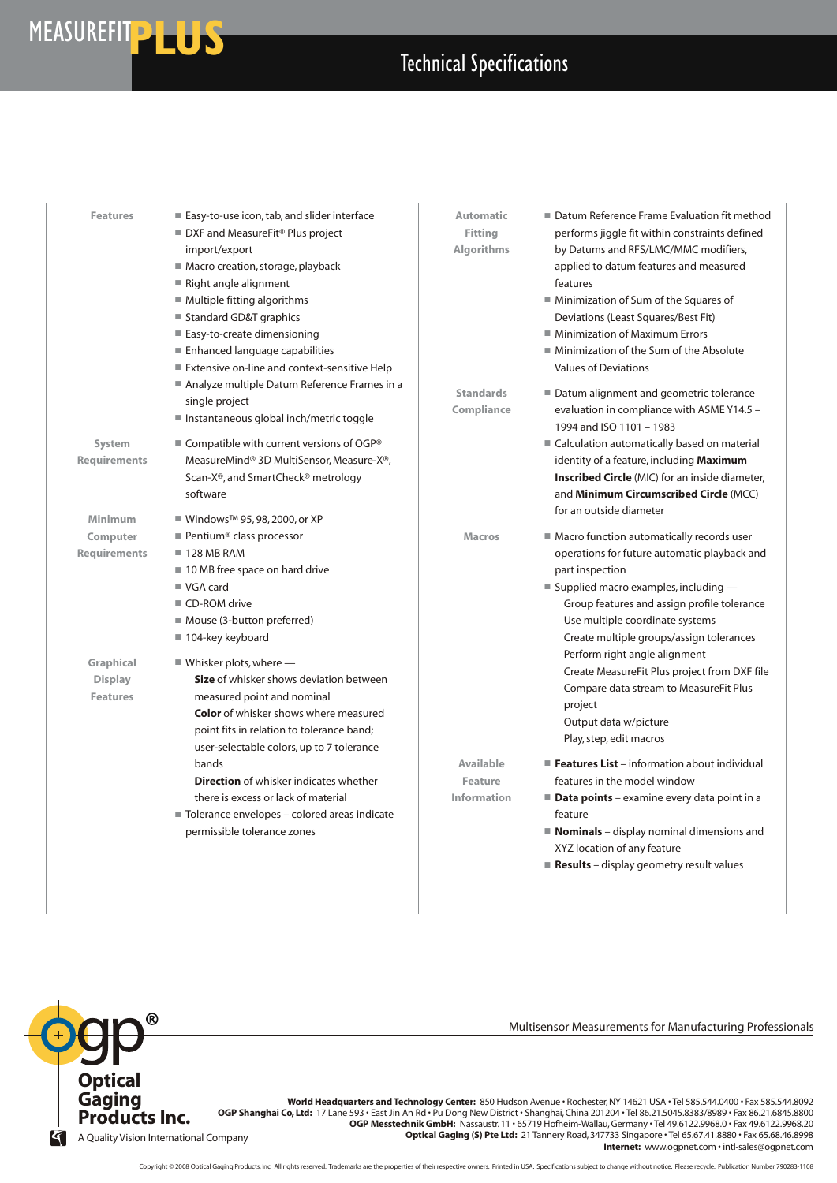# MEASUREFIT PLUS

## Technical Specifications

### Features

- Easy-to-use icon, tab, and slider interface
- DXF and MeasureFit® Plus project import/export
- Macro creation, storage, playback
- Right angle alignment
- Multiple fitting algorithms
- Standard GD&T graphics
- Easy-to-create dimensioning
- Enhanced language capabilities
- Extensive on-line and context-sensitive Help
- Analyze multiple Datum Reference Frames in a single project
- Instantaneous global inch/metric toggle

### System Requirements

- Compatible with current versions of OGP® MeasureMind® 3D MultiSensor, Measure-X®, Scan-X®, and SmartCheck® metrology software

### Minimum Computer Requirements

- Windows™ 95, 98, 2000, or XP
- Pentium® class processor
- 128 MB RAM
- 10 MB free space on hard drive
- VGA card
- CD-ROM drive
- Mouse (3-button preferred)
- 104-key keyboard

### Graphical Display Features

- Whisker plots, where —
  - **Size** of whisker shows deviation between measured point and nominal
  - **Color** of whisker shows where measured point fits in relation to tolerance band; user-selectable colors, up to 7 tolerance bands
  - **Direction** of whisker indicates whether there is excess or lack of material
- Tolerance envelopes – colored areas indicate permissible tolerance zones

### Automatic Fitting Algorithms

- Datum Reference Frame Evaluation fit method performs jiggle fit within constraints defined by Datums and RFS/LMC/MMC modifiers, applied to datum features and measured features
- Minimization of Sum of the Squares of Deviations (Least Squares/Best Fit)
- Minimization of Maximum Errors
- Minimization of the Sum of the Absolute Values of Deviations

### Standards Compliance

- Datum alignment and geometric tolerance evaluation in compliance with ASME Y14.5 – 1994 and ISO 1101 – 1983
- Calculation automatically based on material identity of a feature, including **Maximum Inscribed Circle** (MIC) for an inside diameter, and **Minimum Circumscribed Circle** (MCC) for an outside diameter

### Macros

- Macro function automatically records user operations for future automatic playback and part inspection
- Supplied macro examples, including —
  - Group features and assign profile tolerance
  - Use multiple coordinate systems
  - Create multiple groups/assign tolerances
  - Perform right angle alignment
  - Create MeasureFit Plus project from DXF file
  - Compare data stream to MeasureFit Plus project
  - Output data w/picture
  - Play, step, edit macros

### Available Feature Information

- **Features List** – information about individual features in the model window
- **Data points** – examine every data point in a feature
- **Nominals** – display nominal dimensions and XYZ location of any feature
- **Results** – display geometry result values

---

ogp®
Optical Gaging Products Inc.
A Quality Vision International Company

Multisensor Measurements for Manufacturing Professionals

**World Headquarters and Technology Center:** 850 Hudson Avenue • Rochester, NY 14621 USA • Tel 585.544.0400 • Fax 585.544.8092
**OGP Shanghai Co, Ltd:** 17 Lane 593 • East Jin An Rd • Pu Dong New District • Shanghai, China 201204 • Tel 86.21.5045.8383/8989 • Fax 86.21.6845.8800
**OGP Messtechnik GmbH:** Nassaustr. 11 • 65719 Hofheim-Wallau, Germany • Tel 49.6122.9968.0 • Fax 49.6122.9968.20
**Optical Gaging (S) Pte Ltd:** 21 Tannery Road, 347733 Singapore • Tel 65.67.41.8880 • Fax 65.68.46.8998
**Internet:** www.ogpnet.com • intl-sales@ogpnet.com

Copyright © 2008 Optical Gaging Products, Inc. All rights reserved. Trademarks are the properties of their respective owners. Printed in USA. Specifications subject to change without notice. Please recycle. Publication Number 790283-1108